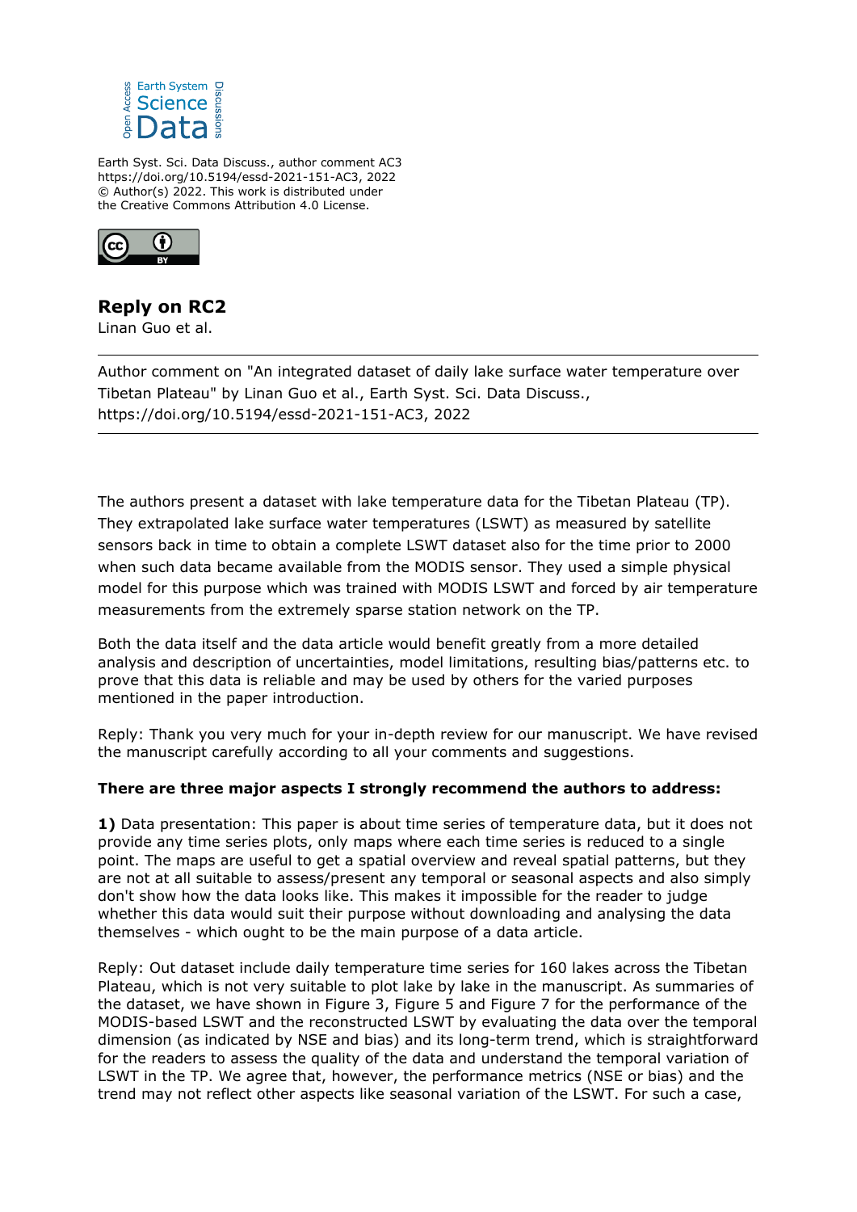Earth Syst. Sci. Data Discuss., author comment AC3
https://doi.org/10.5194/essd-2021-151-AC3, 2022
© Author(s) 2022. This work is distributed under
the Creative Commons Attribution 4.0 License.

# Reply on RC2

Linan Guo et al.

---

Author comment on "An integrated dataset of daily lake surface water temperature over Tibetan Plateau" by Linan Guo et al., Earth Syst. Sci. Data Discuss., https://doi.org/10.5194/essd-2021-151-AC3, 2022

---

The authors present a dataset with lake temperature data for the Tibetan Plateau (TP). They extrapolated lake surface water temperatures (LSWT) as measured by satellite sensors back in time to obtain a complete LSWT dataset also for the time prior to 2000 when such data became available from the MODIS sensor. They used a simple physical model for this purpose which was trained with MODIS LSWT and forced by air temperature measurements from the extremely sparse station network on the TP.

Both the data itself and the data article would benefit greatly from a more detailed analysis and description of uncertainties, model limitations, resulting bias/patterns etc. to prove that this data is reliable and may be used by others for the varied purposes mentioned in the paper introduction.

Reply: Thank you very much for your in-depth review for our manuscript. We have revised the manuscript carefully according to all your comments and suggestions.

**There are three major aspects I strongly recommend the authors to address:**

**1)** Data presentation: This paper is about time series of temperature data, but it does not provide any time series plots, only maps where each time series is reduced to a single point. The maps are useful to get a spatial overview and reveal spatial patterns, but they are not at all suitable to assess/present any temporal or seasonal aspects and also simply don't show how the data looks like. This makes it impossible for the reader to judge whether this data would suit their purpose without downloading and analysing the data themselves - which ought to be the main purpose of a data article.

Reply: Out dataset include daily temperature time series for 160 lakes across the Tibetan Plateau, which is not very suitable to plot lake by lake in the manuscript. As summaries of the dataset, we have shown in Figure 3, Figure 5 and Figure 7 for the performance of the MODIS-based LSWT and the reconstructed LSWT by evaluating the data over the temporal dimension (as indicated by NSE and bias) and its long-term trend, which is straightforward for the readers to assess the quality of the data and understand the temporal variation of LSWT in the TP. We agree that, however, the performance metrics (NSE or bias) and the trend may not reflect other aspects like seasonal variation of the LSWT. For such a case,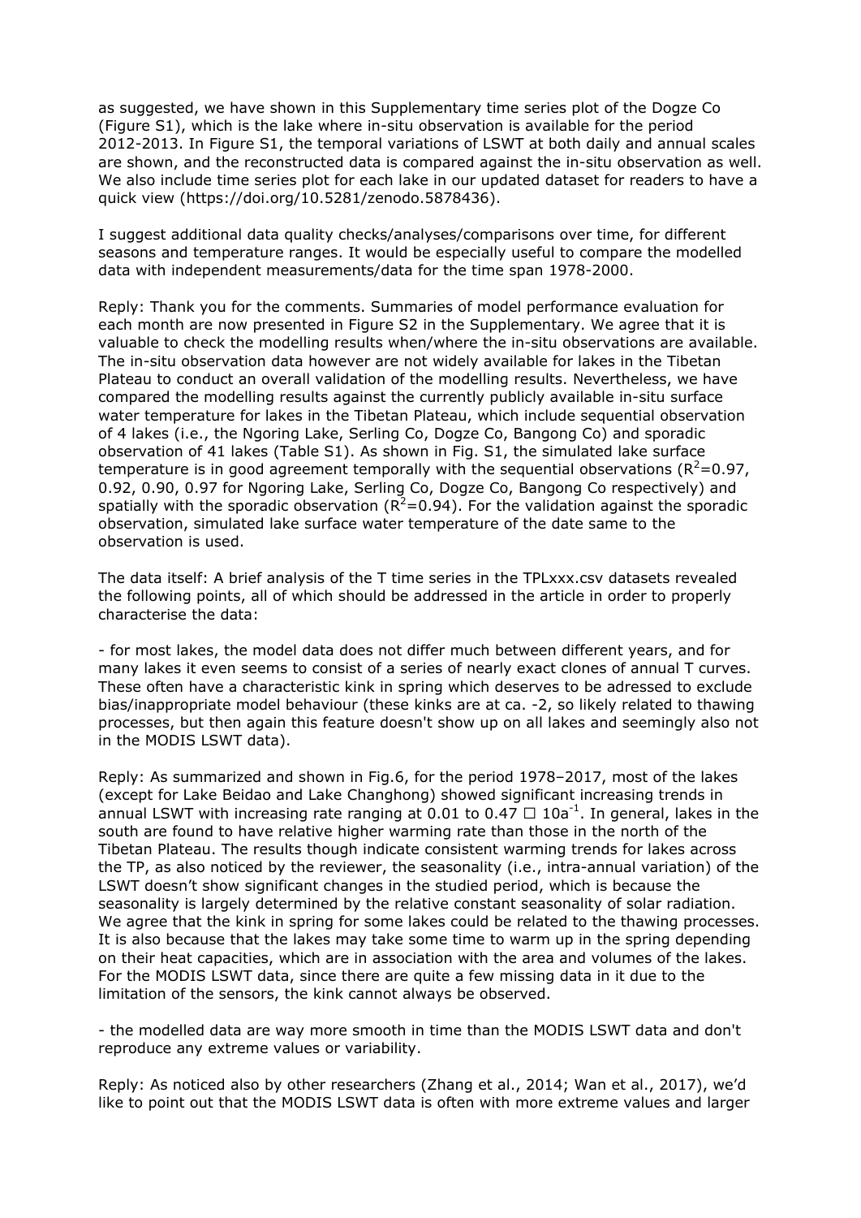as suggested, we have shown in this Supplementary time series plot of the Dogze Co (Figure S1), which is the lake where in-situ observation is available for the period 2012-2013. In Figure S1, the temporal variations of LSWT at both daily and annual scales are shown, and the reconstructed data is compared against the in-situ observation as well. We also include time series plot for each lake in our updated dataset for readers to have a quick view (https://doi.org/10.5281/zenodo.5878436).

I suggest additional data quality checks/analyses/comparisons over time, for different seasons and temperature ranges. It would be especially useful to compare the modelled data with independent measurements/data for the time span 1978-2000.

Reply: Thank you for the comments. Summaries of model performance evaluation for each month are now presented in Figure S2 in the Supplementary. We agree that it is valuable to check the modelling results when/where the in-situ observations are available. The in-situ observation data however are not widely available for lakes in the Tibetan Plateau to conduct an overall validation of the modelling results. Nevertheless, we have compared the modelling results against the currently publicly available in-situ surface water temperature for lakes in the Tibetan Plateau, which include sequential observation of 4 lakes (i.e., the Ngoring Lake, Serling Co, Dogze Co, Bangong Co) and sporadic observation of 41 lakes (Table S1). As shown in Fig. S1, the simulated lake surface temperature is in good agreement temporally with the sequential observations ($R^2$=0.97, 0.92, 0.90, 0.97 for Ngoring Lake, Serling Co, Dogze Co, Bangong Co respectively) and spatially with the sporadic observation ($R^2$=0.94). For the validation against the sporadic observation, simulated lake surface water temperature of the date same to the observation is used.

The data itself: A brief analysis of the T time series in the TPLxxx.csv datasets revealed the following points, all of which should be addressed in the article in order to properly characterise the data:

- for most lakes, the model data does not differ much between different years, and for many lakes it even seems to consist of a series of nearly exact clones of annual T curves. These often have a characteristic kink in spring which deserves to be adressed to exclude bias/inappropriate model behaviour (these kinks are at ca. -2, so likely related to thawing processes, but then again this feature doesn't show up on all lakes and seemingly also not in the MODIS LSWT data).

Reply: As summarized and shown in Fig.6, for the period 1978–2017, most of the lakes (except for Lake Beidao and Lake Changhong) showed significant increasing trends in annual LSWT with increasing rate ranging at 0.01 to 0.47 □ $10a^{-1}$. In general, lakes in the south are found to have relative higher warming rate than those in the north of the Tibetan Plateau. The results though indicate consistent warming trends for lakes across the TP, as also noticed by the reviewer, the seasonality (i.e., intra-annual variation) of the LSWT doesn't show significant changes in the studied period, which is because the seasonality is largely determined by the relative constant seasonality of solar radiation. We agree that the kink in spring for some lakes could be related to the thawing processes. It is also because that the lakes may take some time to warm up in the spring depending on their heat capacities, which are in association with the area and volumes of the lakes. For the MODIS LSWT data, since there are quite a few missing data in it due to the limitation of the sensors, the kink cannot always be observed.

- the modelled data are way more smooth in time than the MODIS LSWT data and don't reproduce any extreme values or variability.

Reply: As noticed also by other researchers (Zhang et al., 2014; Wan et al., 2017), we'd like to point out that the MODIS LSWT data is often with more extreme values and larger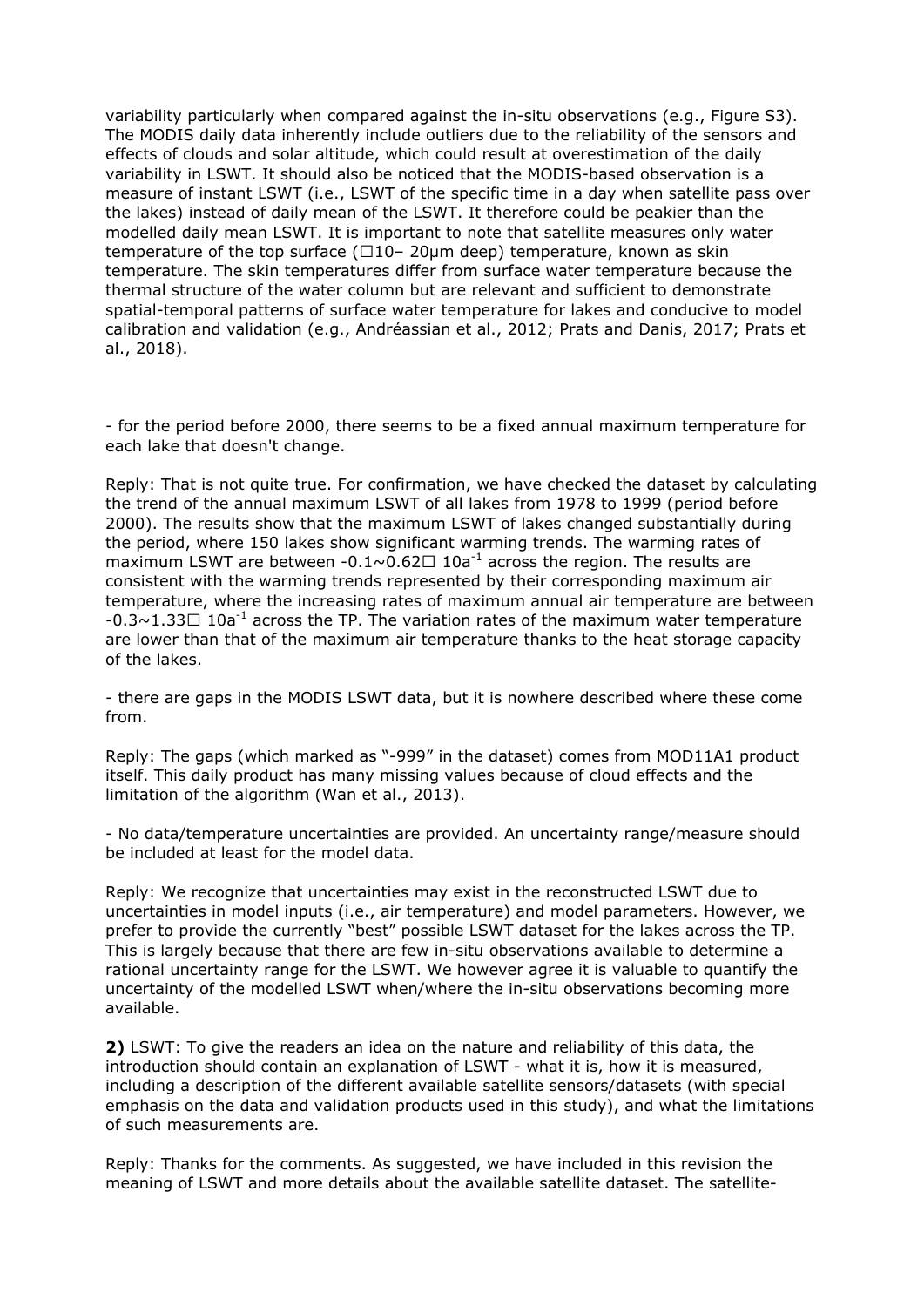variability particularly when compared against the in-situ observations (e.g., Figure S3). The MODIS daily data inherently include outliers due to the reliability of the sensors and effects of clouds and solar altitude, which could result at overestimation of the daily variability in LSWT. It should also be noticed that the MODIS-based observation is a measure of instant LSWT (i.e., LSWT of the specific time in a day when satellite pass over the lakes) instead of daily mean of the LSWT. It therefore could be peakier than the modelled daily mean LSWT. It is important to note that satellite measures only water temperature of the top surface (□10– 20μm deep) temperature, known as skin temperature. The skin temperatures differ from surface water temperature because the thermal structure of the water column but are relevant and sufficient to demonstrate spatial-temporal patterns of surface water temperature for lakes and conducive to model calibration and validation (e.g., Andréassian et al., 2012; Prats and Danis, 2017; Prats et al., 2018).

- for the period before 2000, there seems to be a fixed annual maximum temperature for each lake that doesn't change.

Reply: That is not quite true. For confirmation, we have checked the dataset by calculating the trend of the annual maximum LSWT of all lakes from 1978 to 1999 (period before 2000). The results show that the maximum LSWT of lakes changed substantially during the period, where 150 lakes show significant warming trends. The warming rates of maximum LSWT are between -0.1~0.62□ $10a^{-1}$ across the region. The results are consistent with the warming trends represented by their corresponding maximum air temperature, where the increasing rates of maximum annual air temperature are between -0.3~1.33□ $10a^{-1}$ across the TP. The variation rates of the maximum water temperature are lower than that of the maximum air temperature thanks to the heat storage capacity of the lakes.

- there are gaps in the MODIS LSWT data, but it is nowhere described where these come from.

Reply: The gaps (which marked as "-999" in the dataset) comes from MOD11A1 product itself. This daily product has many missing values because of cloud effects and the limitation of the algorithm (Wan et al., 2013).

- No data/temperature uncertainties are provided. An uncertainty range/measure should be included at least for the model data.

Reply: We recognize that uncertainties may exist in the reconstructed LSWT due to uncertainties in model inputs (i.e., air temperature) and model parameters. However, we prefer to provide the currently "best" possible LSWT dataset for the lakes across the TP. This is largely because that there are few in-situ observations available to determine a rational uncertainty range for the LSWT. We however agree it is valuable to quantify the uncertainty of the modelled LSWT when/where the in-situ observations becoming more available.

**2)** LSWT: To give the readers an idea on the nature and reliability of this data, the introduction should contain an explanation of LSWT - what it is, how it is measured, including a description of the different available satellite sensors/datasets (with special emphasis on the data and validation products used in this study), and what the limitations of such measurements are.

Reply: Thanks for the comments. As suggested, we have included in this revision the meaning of LSWT and more details about the available satellite dataset. The satellite-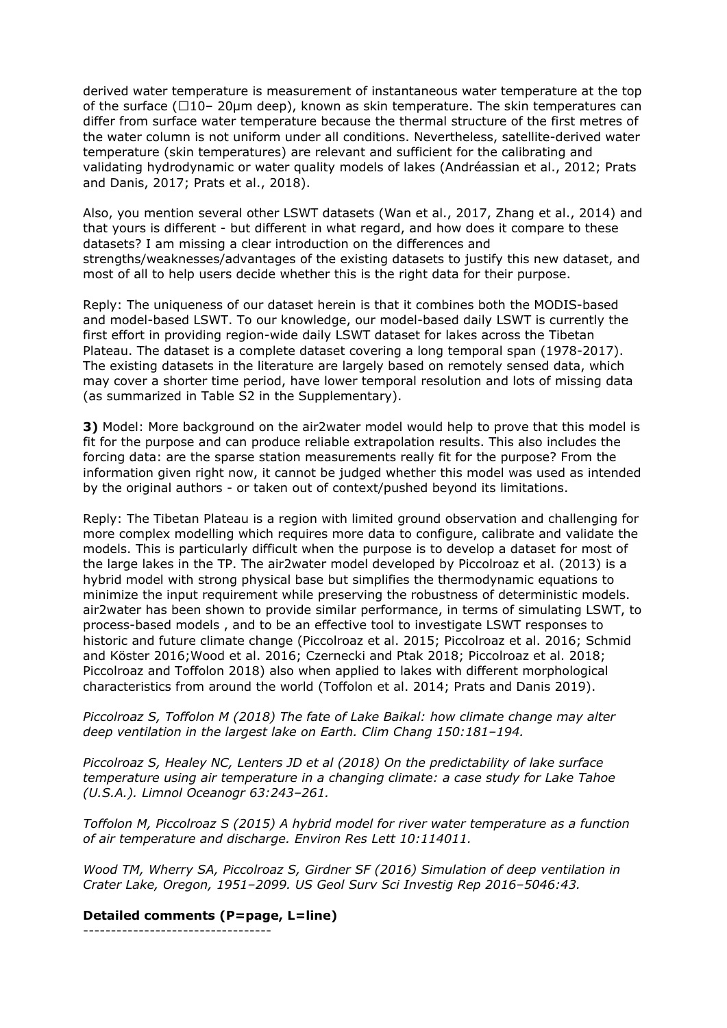derived water temperature is measurement of instantaneous water temperature at the top of the surface (□10– 20μm deep), known as skin temperature. The skin temperatures can differ from surface water temperature because the thermal structure of the first metres of the water column is not uniform under all conditions. Nevertheless, satellite-derived water temperature (skin temperatures) are relevant and sufficient for the calibrating and validating hydrodynamic or water quality models of lakes (Andréassian et al., 2012; Prats and Danis, 2017; Prats et al., 2018).

Also, you mention several other LSWT datasets (Wan et al., 2017, Zhang et al., 2014) and that yours is different - but different in what regard, and how does it compare to these datasets? I am missing a clear introduction on the differences and strengths/weaknesses/advantages of the existing datasets to justify this new dataset, and most of all to help users decide whether this is the right data for their purpose.

Reply: The uniqueness of our dataset herein is that it combines both the MODIS-based and model-based LSWT. To our knowledge, our model-based daily LSWT is currently the first effort in providing region-wide daily LSWT dataset for lakes across the Tibetan Plateau. The dataset is a complete dataset covering a long temporal span (1978-2017). The existing datasets in the literature are largely based on remotely sensed data, which may cover a shorter time period, have lower temporal resolution and lots of missing data (as summarized in Table S2 in the Supplementary).

**3)** Model: More background on the air2water model would help to prove that this model is fit for the purpose and can produce reliable extrapolation results. This also includes the forcing data: are the sparse station measurements really fit for the purpose? From the information given right now, it cannot be judged whether this model was used as intended by the original authors - or taken out of context/pushed beyond its limitations.

Reply: The Tibetan Plateau is a region with limited ground observation and challenging for more complex modelling which requires more data to configure, calibrate and validate the models. This is particularly difficult when the purpose is to develop a dataset for most of the large lakes in the TP. The air2water model developed by Piccolroaz et al. (2013) is a hybrid model with strong physical base but simplifies the thermodynamic equations to minimize the input requirement while preserving the robustness of deterministic models. air2water has been shown to provide similar performance, in terms of simulating LSWT, to process-based models , and to be an effective tool to investigate LSWT responses to historic and future climate change (Piccolroaz et al. 2015; Piccolroaz et al. 2016; Schmid and Köster 2016;Wood et al. 2016; Czernecki and Ptak 2018; Piccolroaz et al. 2018; Piccolroaz and Toffolon 2018) also when applied to lakes with different morphological characteristics from around the world (Toffolon et al. 2014; Prats and Danis 2019).

*Piccolroaz S, Toffolon M (2018) The fate of Lake Baikal: how climate change may alter deep ventilation in the largest lake on Earth. Clim Chang 150:181–194.*

*Piccolroaz S, Healey NC, Lenters JD et al (2018) On the predictability of lake surface temperature using air temperature in a changing climate: a case study for Lake Tahoe (U.S.A.). Limnol Oceanogr 63:243–261.*

*Toffolon M, Piccolroaz S (2015) A hybrid model for river water temperature as a function of air temperature and discharge. Environ Res Lett 10:114011.*

*Wood TM, Wherry SA, Piccolroaz S, Girdner SF (2016) Simulation of deep ventilation in Crater Lake, Oregon, 1951–2099. US Geol Surv Sci Investig Rep 2016–5046:43.*

**Detailed comments (P=page, L=line)**

----------------------------------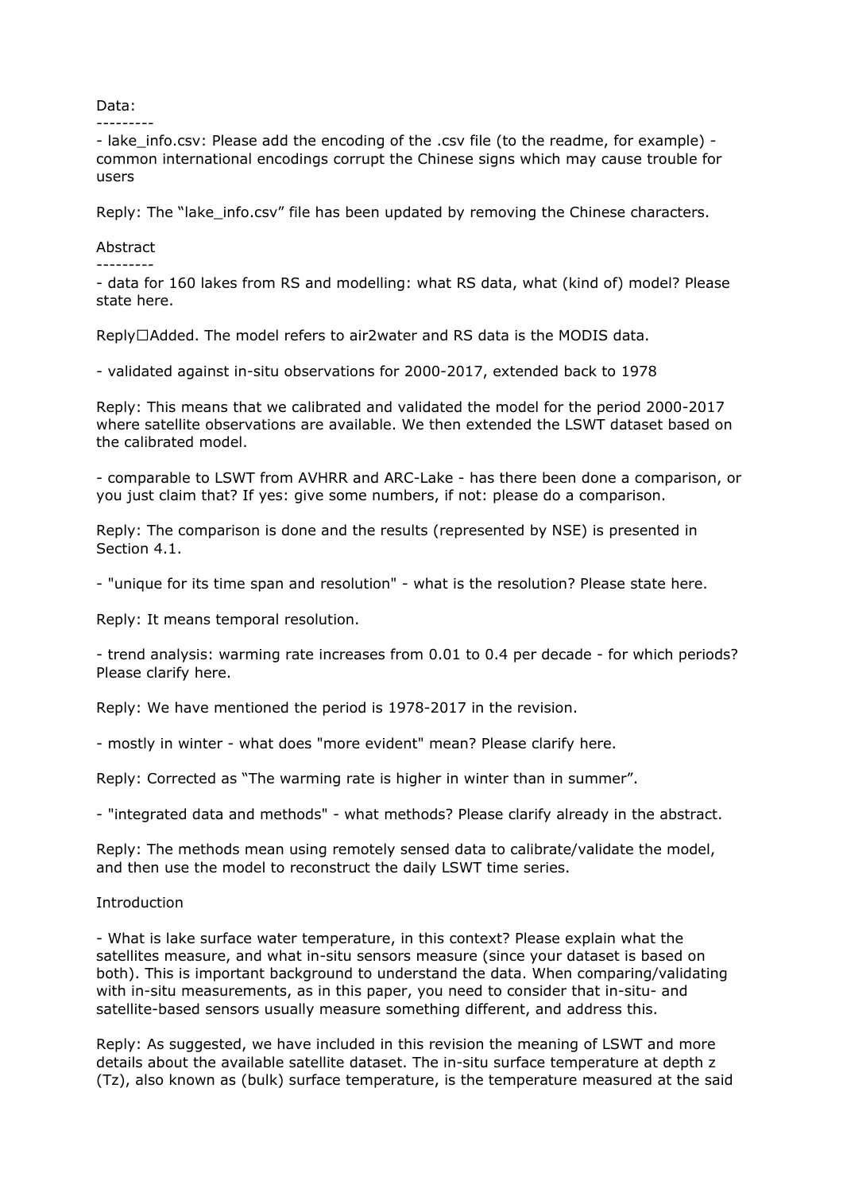Data:

---------

- lake_info.csv: Please add the encoding of the .csv file (to the readme, for example) - common international encodings corrupt the Chinese signs which may cause trouble for users

Reply: The "lake_info.csv" file has been updated by removing the Chinese characters.

Abstract

---------

- data for 160 lakes from RS and modelling: what RS data, what (kind of) model? Please state here.

Reply□Added. The model refers to air2water and RS data is the MODIS data.

- validated against in-situ observations for 2000-2017, extended back to 1978

Reply: This means that we calibrated and validated the model for the period 2000-2017 where satellite observations are available. We then extended the LSWT dataset based on the calibrated model.

- comparable to LSWT from AVHRR and ARC-Lake - has there been done a comparison, or you just claim that? If yes: give some numbers, if not: please do a comparison.

Reply: The comparison is done and the results (represented by NSE) is presented in Section 4.1.

- "unique for its time span and resolution" - what is the resolution? Please state here.

Reply: It means temporal resolution.

- trend analysis: warming rate increases from 0.01 to 0.4 per decade - for which periods? Please clarify here.

Reply: We have mentioned the period is 1978-2017 in the revision.

- mostly in winter - what does "more evident" mean? Please clarify here.

Reply: Corrected as "The warming rate is higher in winter than in summer".

- "integrated data and methods" - what methods? Please clarify already in the abstract.

Reply: The methods mean using remotely sensed data to calibrate/validate the model, and then use the model to reconstruct the daily LSWT time series.

Introduction

- What is lake surface water temperature, in this context? Please explain what the satellites measure, and what in-situ sensors measure (since your dataset is based on both). This is important background to understand the data. When comparing/validating with in-situ measurements, as in this paper, you need to consider that in-situ- and satellite-based sensors usually measure something different, and address this.

Reply: As suggested, we have included in this revision the meaning of LSWT and more details about the available satellite dataset. The in-situ surface temperature at depth z (Tz), also known as (bulk) surface temperature, is the temperature measured at the said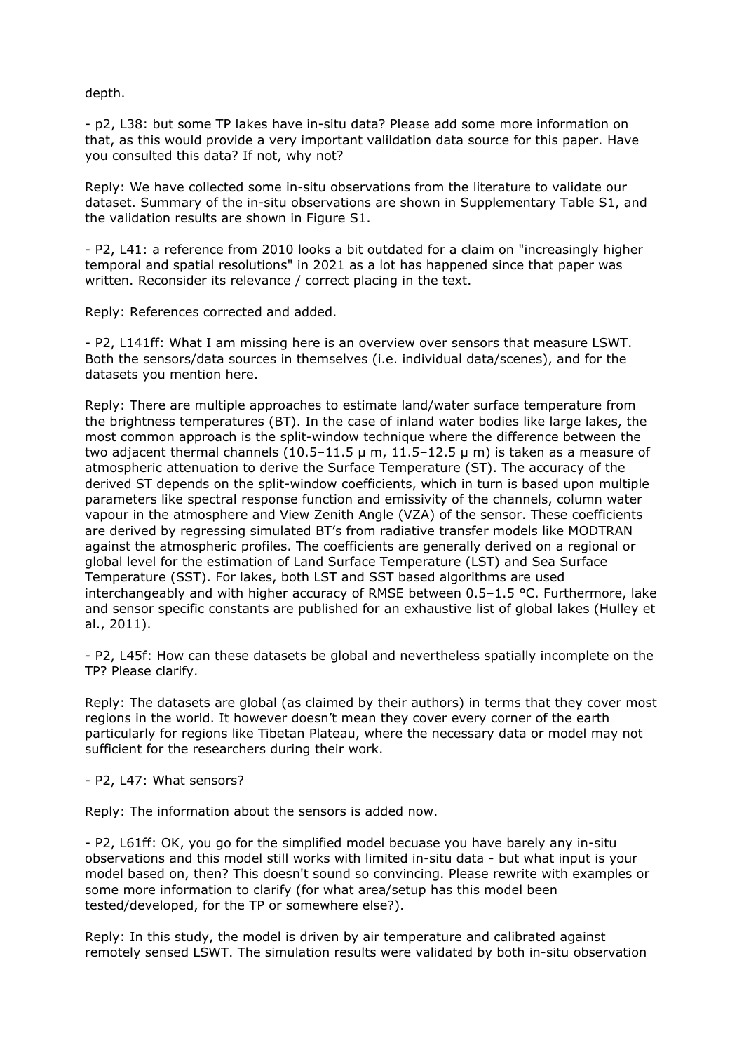depth.

- p2, L38: but some TP lakes have in-situ data? Please add some more information on that, as this would provide a very important valildation data source for this paper. Have you consulted this data? If not, why not?

Reply: We have collected some in-situ observations from the literature to validate our dataset. Summary of the in-situ observations are shown in Supplementary Table S1, and the validation results are shown in Figure S1.

- P2, L41: a reference from 2010 looks a bit outdated for a claim on "increasingly higher temporal and spatial resolutions" in 2021 as a lot has happened since that paper was written. Reconsider its relevance / correct placing in the text.

Reply: References corrected and added.

- P2, L141ff: What I am missing here is an overview over sensors that measure LSWT. Both the sensors/data sources in themselves (i.e. individual data/scenes), and for the datasets you mention here.

Reply: There are multiple approaches to estimate land/water surface temperature from the brightness temperatures (BT). In the case of inland water bodies like large lakes, the most common approach is the split-window technique where the difference between the two adjacent thermal channels (10.5–11.5 μ m, 11.5–12.5 μ m) is taken as a measure of atmospheric attenuation to derive the Surface Temperature (ST). The accuracy of the derived ST depends on the split-window coefficients, which in turn is based upon multiple parameters like spectral response function and emissivity of the channels, column water vapour in the atmosphere and View Zenith Angle (VZA) of the sensor. These coefficients are derived by regressing simulated BT's from radiative transfer models like MODTRAN against the atmospheric profiles. The coefficients are generally derived on a regional or global level for the estimation of Land Surface Temperature (LST) and Sea Surface Temperature (SST). For lakes, both LST and SST based algorithms are used interchangeably and with higher accuracy of RMSE between 0.5–1.5 °C. Furthermore, lake and sensor specific constants are published for an exhaustive list of global lakes (Hulley et al., 2011).

- P2, L45f: How can these datasets be global and nevertheless spatially incomplete on the TP? Please clarify.

Reply: The datasets are global (as claimed by their authors) in terms that they cover most regions in the world. It however doesn't mean they cover every corner of the earth particularly for regions like Tibetan Plateau, where the necessary data or model may not sufficient for the researchers during their work.

- P2, L47: What sensors?

Reply: The information about the sensors is added now.

- P2, L61ff: OK, you go for the simplified model becuase you have barely any in-situ observations and this model still works with limited in-situ data - but what input is your model based on, then? This doesn't sound so convincing. Please rewrite with examples or some more information to clarify (for what area/setup has this model been tested/developed, for the TP or somewhere else?).

Reply: In this study, the model is driven by air temperature and calibrated against remotely sensed LSWT. The simulation results were validated by both in-situ observation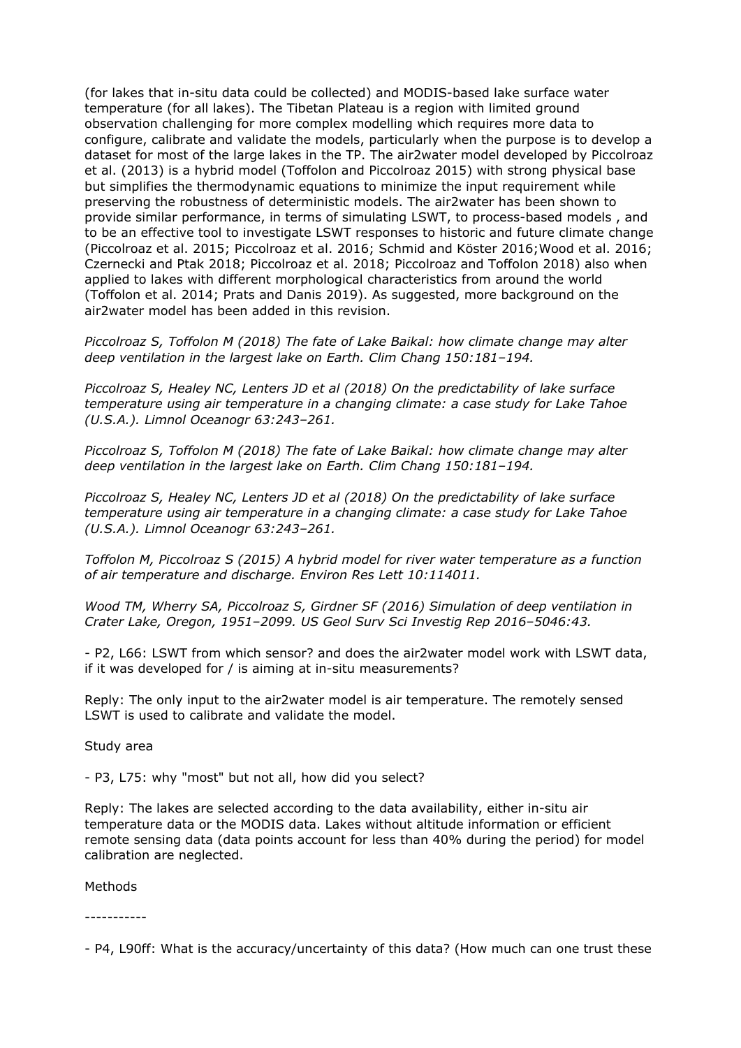(for lakes that in-situ data could be collected) and MODIS-based lake surface water temperature (for all lakes). The Tibetan Plateau is a region with limited ground observation challenging for more complex modelling which requires more data to configure, calibrate and validate the models, particularly when the purpose is to develop a dataset for most of the large lakes in the TP. The air2water model developed by Piccolroaz et al. (2013) is a hybrid model (Toffolon and Piccolroaz 2015) with strong physical base but simplifies the thermodynamic equations to minimize the input requirement while preserving the robustness of deterministic models. The air2water has been shown to provide similar performance, in terms of simulating LSWT, to process-based models , and to be an effective tool to investigate LSWT responses to historic and future climate change (Piccolroaz et al. 2015; Piccolroaz et al. 2016; Schmid and Köster 2016;Wood et al. 2016; Czernecki and Ptak 2018; Piccolroaz et al. 2018; Piccolroaz and Toffolon 2018) also when applied to lakes with different morphological characteristics from around the world (Toffolon et al. 2014; Prats and Danis 2019). As suggested, more background on the air2water model has been added in this revision.

*Piccolroaz S, Toffolon M (2018) The fate of Lake Baikal: how climate change may alter deep ventilation in the largest lake on Earth. Clim Chang 150:181–194.*

*Piccolroaz S, Healey NC, Lenters JD et al (2018) On the predictability of lake surface temperature using air temperature in a changing climate: a case study for Lake Tahoe (U.S.A.). Limnol Oceanogr 63:243–261.*

*Piccolroaz S, Toffolon M (2018) The fate of Lake Baikal: how climate change may alter deep ventilation in the largest lake on Earth. Clim Chang 150:181–194.*

*Piccolroaz S, Healey NC, Lenters JD et al (2018) On the predictability of lake surface temperature using air temperature in a changing climate: a case study for Lake Tahoe (U.S.A.). Limnol Oceanogr 63:243–261.*

*Toffolon M, Piccolroaz S (2015) A hybrid model for river water temperature as a function of air temperature and discharge. Environ Res Lett 10:114011.*

*Wood TM, Wherry SA, Piccolroaz S, Girdner SF (2016) Simulation of deep ventilation in Crater Lake, Oregon, 1951–2099. US Geol Surv Sci Investig Rep 2016–5046:43.*

- P2, L66: LSWT from which sensor? and does the air2water model work with LSWT data, if it was developed for / is aiming at in-situ measurements?

Reply: The only input to the air2water model is air temperature. The remotely sensed LSWT is used to calibrate and validate the model.

Study area

- P3, L75: why "most" but not all, how did you select?

Reply: The lakes are selected according to the data availability, either in-situ air temperature data or the MODIS data. Lakes without altitude information or efficient remote sensing data (data points account for less than 40% during the period) for model calibration are neglected.

Methods

-----------

- P4, L90ff: What is the accuracy/uncertainty of this data? (How much can one trust these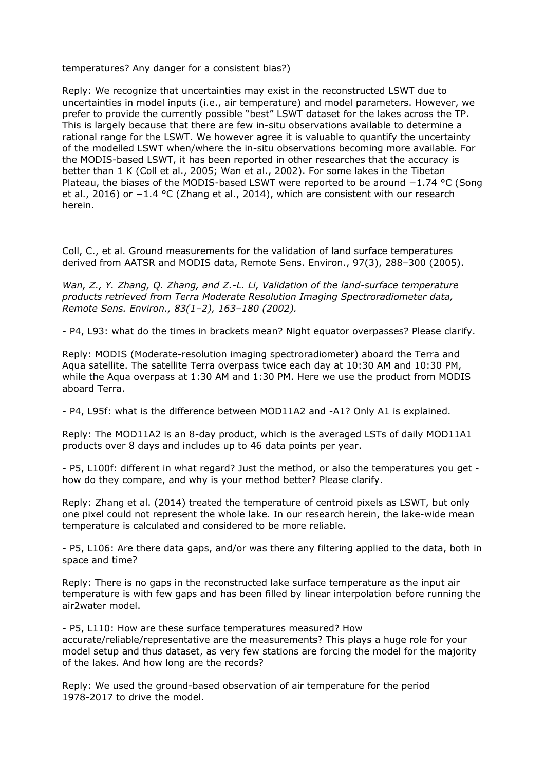temperatures? Any danger for a consistent bias?)

Reply: We recognize that uncertainties may exist in the reconstructed LSWT due to uncertainties in model inputs (i.e., air temperature) and model parameters. However, we prefer to provide the currently possible “best” LSWT dataset for the lakes across the TP. This is largely because that there are few in-situ observations available to determine a rational range for the LSWT. We however agree it is valuable to quantify the uncertainty of the modelled LSWT when/where the in-situ observations becoming more available. For the MODIS-based LSWT, it has been reported in other researches that the accuracy is better than 1 K (Coll et al., 2005; Wan et al., 2002). For some lakes in the Tibetan Plateau, the biases of the MODIS-based LSWT were reported to be around −1.74 °C (Song et al., 2016) or −1.4 °C (Zhang et al., 2014), which are consistent with our research herein.

Coll, C., et al. Ground measurements for the validation of land surface temperatures derived from AATSR and MODIS data, Remote Sens. Environ., 97(3), 288–300 (2005).

*Wan, Z., Y. Zhang, Q. Zhang, and Z.-L. Li, Validation of the land-surface temperature products retrieved from Terra Moderate Resolution Imaging Spectroradiometer data, Remote Sens. Environ., 83(1–2), 163–180 (2002).*

- P4, L93: what do the times in brackets mean? Night equator overpasses? Please clarify.

Reply: MODIS (Moderate-resolution imaging spectroradiometer) aboard the Terra and Aqua satellite. The satellite Terra overpass twice each day at 10:30 AM and 10:30 PM, while the Aqua overpass at 1:30 AM and 1:30 PM. Here we use the product from MODIS aboard Terra.

- P4, L95f: what is the difference between MOD11A2 and -A1? Only A1 is explained.

Reply: The MOD11A2 is an 8-day product, which is the averaged LSTs of daily MOD11A1 products over 8 days and includes up to 46 data points per year.

- P5, L100f: different in what regard? Just the method, or also the temperatures you get - how do they compare, and why is your method better? Please clarify.

Reply: Zhang et al. (2014) treated the temperature of centroid pixels as LSWT, but only one pixel could not represent the whole lake. In our research herein, the lake-wide mean temperature is calculated and considered to be more reliable.

- P5, L106: Are there data gaps, and/or was there any filtering applied to the data, both in space and time?

Reply: There is no gaps in the reconstructed lake surface temperature as the input air temperature is with few gaps and has been filled by linear interpolation before running the air2water model.

- P5, L110: How are these surface temperatures measured? How accurate/reliable/representative are the measurements? This plays a huge role for your model setup and thus dataset, as very few stations are forcing the model for the majority of the lakes. And how long are the records?

Reply: We used the ground-based observation of air temperature for the period 1978-2017 to drive the model.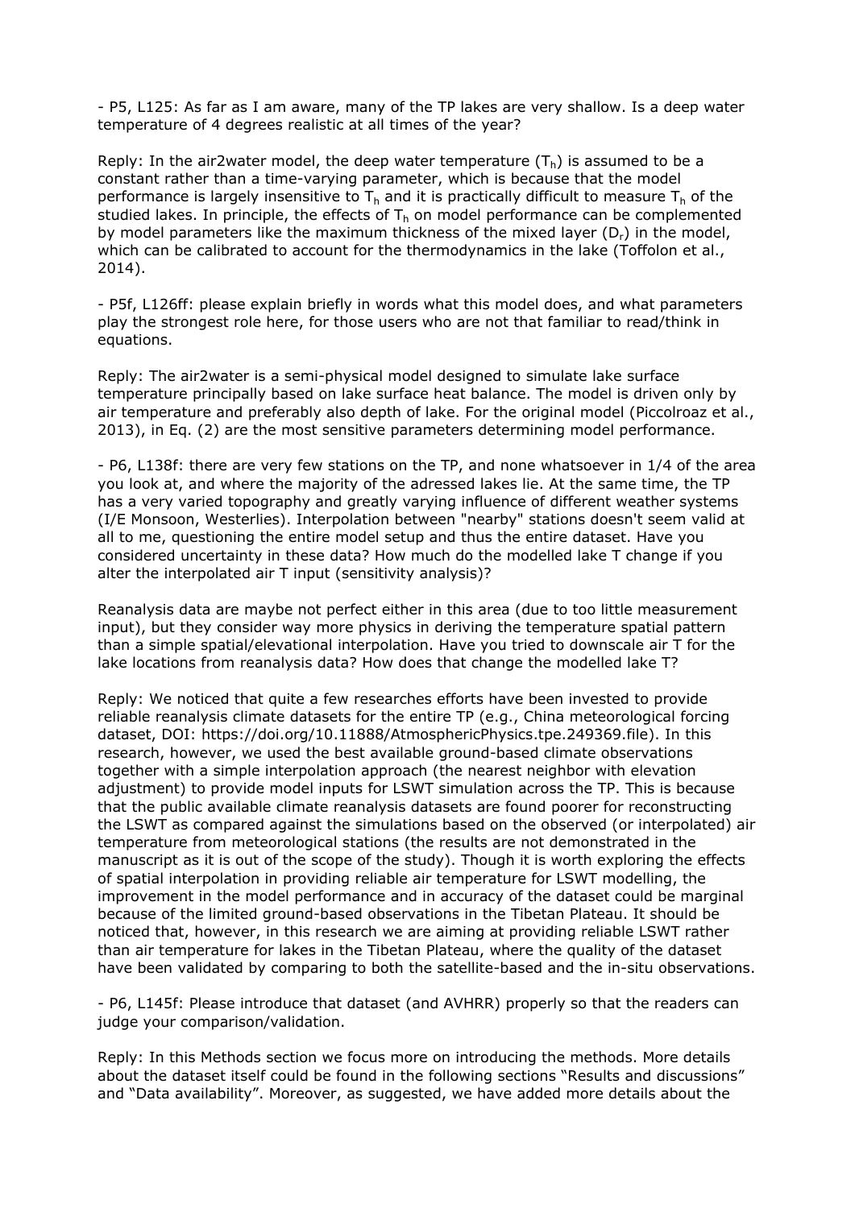- P5, L125: As far as I am aware, many of the TP lakes are very shallow. Is a deep water temperature of 4 degrees realistic at all times of the year?

Reply: In the air2water model, the deep water temperature ($T_h$) is assumed to be a constant rather than a time-varying parameter, which is because that the model performance is largely insensitive to $T_h$ and it is practically difficult to measure $T_h$ of the studied lakes. In principle, the effects of $T_h$ on model performance can be complemented by model parameters like the maximum thickness of the mixed layer ($D_r$) in the model, which can be calibrated to account for the thermodynamics in the lake (Toffolon et al., 2014).

- P5f, L126ff: please explain briefly in words what this model does, and what parameters play the strongest role here, for those users who are not that familiar to read/think in equations.

Reply: The air2water is a semi-physical model designed to simulate lake surface temperature principally based on lake surface heat balance. The model is driven only by air temperature and preferably also depth of lake. For the original model (Piccolroaz et al., 2013), in Eq. (2) are the most sensitive parameters determining model performance.

- P6, L138f: there are very few stations on the TP, and none whatsoever in 1/4 of the area you look at, and where the majority of the adressed lakes lie. At the same time, the TP has a very varied topography and greatly varying influence of different weather systems (I/E Monsoon, Westerlies). Interpolation between "nearby" stations doesn't seem valid at all to me, questioning the entire model setup and thus the entire dataset. Have you considered uncertainty in these data? How much do the modelled lake T change if you alter the interpolated air T input (sensitivity analysis)?

Reanalysis data are maybe not perfect either in this area (due to too little measurement input), but they consider way more physics in deriving the temperature spatial pattern than a simple spatial/elevational interpolation. Have you tried to downscale air T for the lake locations from reanalysis data? How does that change the modelled lake T?

Reply: We noticed that quite a few researches efforts have been invested to provide reliable reanalysis climate datasets for the entire TP (e.g., China meteorological forcing dataset, DOI: https://doi.org/10.11888/AtmosphericPhysics.tpe.249369.file). In this research, however, we used the best available ground-based climate observations together with a simple interpolation approach (the nearest neighbor with elevation adjustment) to provide model inputs for LSWT simulation across the TP. This is because that the public available climate reanalysis datasets are found poorer for reconstructing the LSWT as compared against the simulations based on the observed (or interpolated) air temperature from meteorological stations (the results are not demonstrated in the manuscript as it is out of the scope of the study). Though it is worth exploring the effects of spatial interpolation in providing reliable air temperature for LSWT modelling, the improvement in the model performance and in accuracy of the dataset could be marginal because of the limited ground-based observations in the Tibetan Plateau. It should be noticed that, however, in this research we are aiming at providing reliable LSWT rather than air temperature for lakes in the Tibetan Plateau, where the quality of the dataset have been validated by comparing to both the satellite-based and the in-situ observations.

- P6, L145f: Please introduce that dataset (and AVHRR) properly so that the readers can judge your comparison/validation.

Reply: In this Methods section we focus more on introducing the methods. More details about the dataset itself could be found in the following sections "Results and discussions" and "Data availability". Moreover, as suggested, we have added more details about the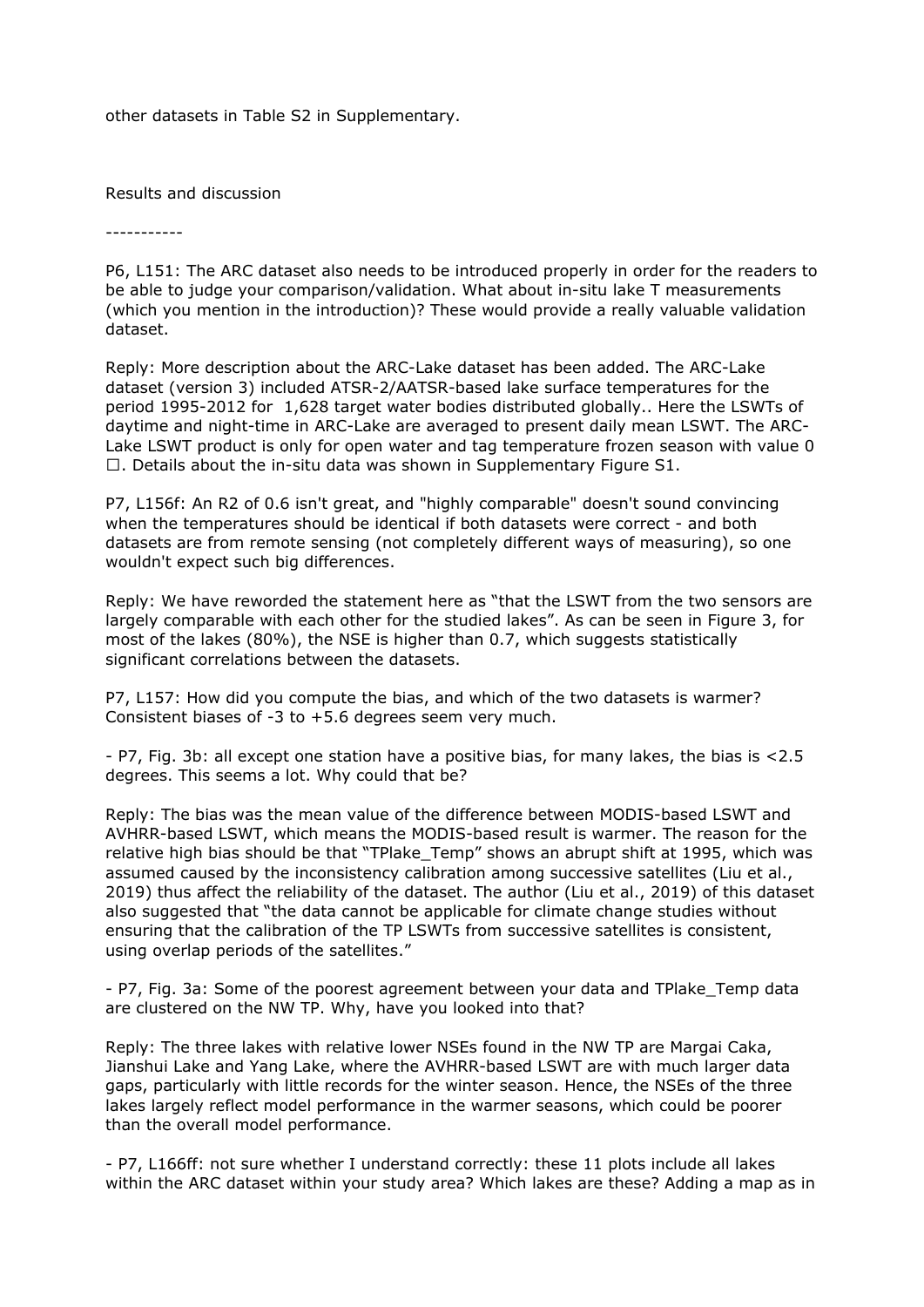other datasets in Table S2 in Supplementary.

Results and discussion

-----------

P6, L151: The ARC dataset also needs to be introduced properly in order for the readers to be able to judge your comparison/validation. What about in-situ lake T measurements (which you mention in the introduction)? These would provide a really valuable validation dataset.

Reply: More description about the ARC-Lake dataset has been added. The ARC-Lake dataset (version 3) included ATSR-2/AATSR-based lake surface temperatures for the period 1995-2012 for 1,628 target water bodies distributed globally.. Here the LSWTs of daytime and night-time in ARC-Lake are averaged to present daily mean LSWT. The ARC-Lake LSWT product is only for open water and tag temperature frozen season with value 0 □. Details about the in-situ data was shown in Supplementary Figure S1.

P7, L156f: An R2 of 0.6 isn't great, and "highly comparable" doesn't sound convincing when the temperatures should be identical if both datasets were correct - and both datasets are from remote sensing (not completely different ways of measuring), so one wouldn't expect such big differences.

Reply: We have reworded the statement here as "that the LSWT from the two sensors are largely comparable with each other for the studied lakes". As can be seen in Figure 3, for most of the lakes (80%), the NSE is higher than 0.7, which suggests statistically significant correlations between the datasets.

P7, L157: How did you compute the bias, and which of the two datasets is warmer? Consistent biases of -3 to +5.6 degrees seem very much.

- P7, Fig. 3b: all except one station have a positive bias, for many lakes, the bias is <2.5 degrees. This seems a lot. Why could that be?

Reply: The bias was the mean value of the difference between MODIS-based LSWT and AVHRR-based LSWT, which means the MODIS-based result is warmer. The reason for the relative high bias should be that "TPlake_Temp" shows an abrupt shift at 1995, which was assumed caused by the inconsistency calibration among successive satellites (Liu et al., 2019) thus affect the reliability of the dataset. The author (Liu et al., 2019) of this dataset also suggested that "the data cannot be applicable for climate change studies without ensuring that the calibration of the TP LSWTs from successive satellites is consistent, using overlap periods of the satellites."

- P7, Fig. 3a: Some of the poorest agreement between your data and TPlake_Temp data are clustered on the NW TP. Why, have you looked into that?

Reply: The three lakes with relative lower NSEs found in the NW TP are Margai Caka, Jianshui Lake and Yang Lake, where the AVHRR-based LSWT are with much larger data gaps, particularly with little records for the winter season. Hence, the NSEs of the three lakes largely reflect model performance in the warmer seasons, which could be poorer than the overall model performance.

- P7, L166ff: not sure whether I understand correctly: these 11 plots include all lakes within the ARC dataset within your study area? Which lakes are these? Adding a map as in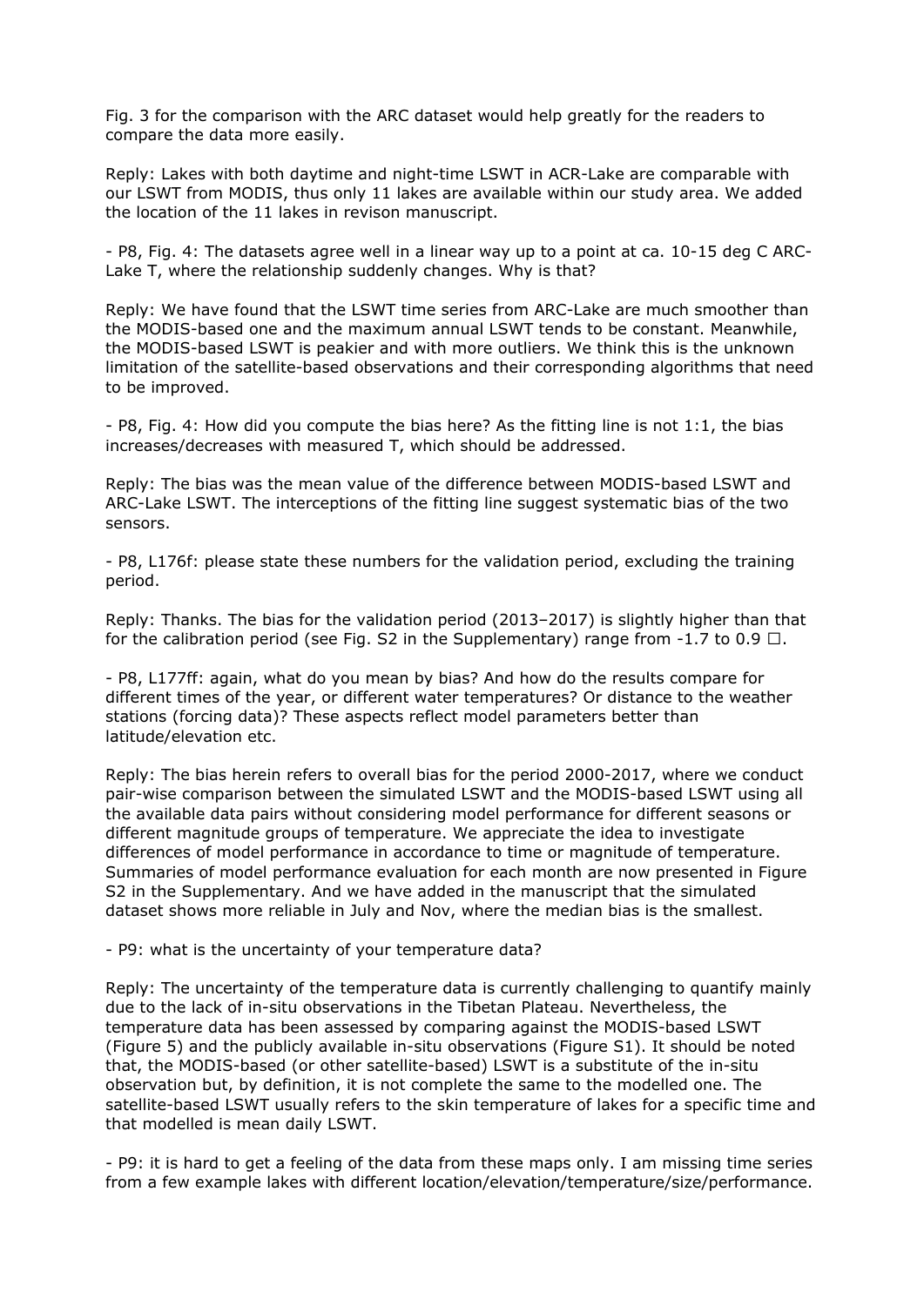Fig. 3 for the comparison with the ARC dataset would help greatly for the readers to compare the data more easily.

Reply: Lakes with both daytime and night-time LSWT in ACR-Lake are comparable with our LSWT from MODIS, thus only 11 lakes are available within our study area. We added the location of the 11 lakes in revison manuscript.

- P8, Fig. 4: The datasets agree well in a linear way up to a point at ca. 10-15 deg C ARC-Lake T, where the relationship suddenly changes. Why is that?

Reply: We have found that the LSWT time series from ARC-Lake are much smoother than the MODIS-based one and the maximum annual LSWT tends to be constant. Meanwhile, the MODIS-based LSWT is peakier and with more outliers. We think this is the unknown limitation of the satellite-based observations and their corresponding algorithms that need to be improved.

- P8, Fig. 4: How did you compute the bias here? As the fitting line is not 1:1, the bias increases/decreases with measured T, which should be addressed.

Reply: The bias was the mean value of the difference between MODIS-based LSWT and ARC-Lake LSWT. The interceptions of the fitting line suggest systematic bias of the two sensors.

- P8, L176f: please state these numbers for the validation period, excluding the training period.

Reply: Thanks. The bias for the validation period (2013–2017) is slightly higher than that for the calibration period (see Fig. S2 in the Supplementary) range from -1.7 to 0.9 □.

- P8, L177ff: again, what do you mean by bias? And how do the results compare for different times of the year, or different water temperatures? Or distance to the weather stations (forcing data)? These aspects reflect model parameters better than latitude/elevation etc.

Reply: The bias herein refers to overall bias for the period 2000-2017, where we conduct pair-wise comparison between the simulated LSWT and the MODIS-based LSWT using all the available data pairs without considering model performance for different seasons or different magnitude groups of temperature. We appreciate the idea to investigate differences of model performance in accordance to time or magnitude of temperature. Summaries of model performance evaluation for each month are now presented in Figure S2 in the Supplementary. And we have added in the manuscript that the simulated dataset shows more reliable in July and Nov, where the median bias is the smallest.

- P9: what is the uncertainty of your temperature data?

Reply: The uncertainty of the temperature data is currently challenging to quantify mainly due to the lack of in-situ observations in the Tibetan Plateau. Nevertheless, the temperature data has been assessed by comparing against the MODIS-based LSWT (Figure 5) and the publicly available in-situ observations (Figure S1). It should be noted that, the MODIS-based (or other satellite-based) LSWT is a substitute of the in-situ observation but, by definition, it is not complete the same to the modelled one. The satellite-based LSWT usually refers to the skin temperature of lakes for a specific time and that modelled is mean daily LSWT.

- P9: it is hard to get a feeling of the data from these maps only. I am missing time series from a few example lakes with different location/elevation/temperature/size/performance.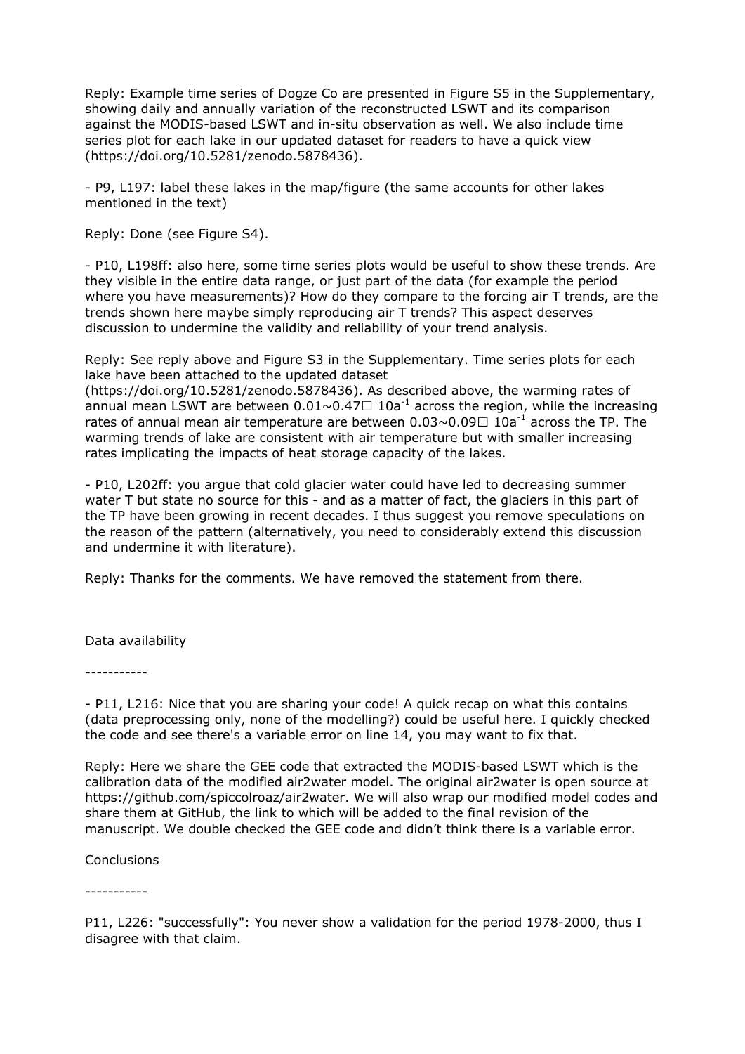Reply: Example time series of Dogze Co are presented in Figure S5 in the Supplementary, showing daily and annually variation of the reconstructed LSWT and its comparison against the MODIS-based LSWT and in-situ observation as well. We also include time series plot for each lake in our updated dataset for readers to have a quick view (https://doi.org/10.5281/zenodo.5878436).

- P9, L197: label these lakes in the map/figure (the same accounts for other lakes mentioned in the text)

Reply: Done (see Figure S4).

- P10, L198ff: also here, some time series plots would be useful to show these trends. Are they visible in the entire data range, or just part of the data (for example the period where you have measurements)? How do they compare to the forcing air T trends, are the trends shown here maybe simply reproducing air T trends? This aspect deserves discussion to undermine the validity and reliability of your trend analysis.

Reply: See reply above and Figure S3 in the Supplementary. Time series plots for each lake have been attached to the updated dataset (https://doi.org/10.5281/zenodo.5878436). As described above, the warming rates of annual mean LSWT are between 0.01~0.47□ $10a^{-1}$ across the region, while the increasing rates of annual mean air temperature are between 0.03~0.09□ $10a^{-1}$ across the TP. The warming trends of lake are consistent with air temperature but with smaller increasing rates implicating the impacts of heat storage capacity of the lakes.

- P10, L202ff: you argue that cold glacier water could have led to decreasing summer water T but state no source for this - and as a matter of fact, the glaciers in this part of the TP have been growing in recent decades. I thus suggest you remove speculations on the reason of the pattern (alternatively, you need to considerably extend this discussion and undermine it with literature).

Reply: Thanks for the comments. We have removed the statement from there.

Data availability

-----------

- P11, L216: Nice that you are sharing your code! A quick recap on what this contains (data preprocessing only, none of the modelling?) could be useful here. I quickly checked the code and see there's a variable error on line 14, you may want to fix that.

Reply: Here we share the GEE code that extracted the MODIS-based LSWT which is the calibration data of the modified air2water model. The original air2water is open source at https://github.com/spiccolroaz/air2water. We will also wrap our modified model codes and share them at GitHub, the link to which will be added to the final revision of the manuscript. We double checked the GEE code and didn't think there is a variable error.

Conclusions

-----------

P11, L226: "successfully": You never show a validation for the period 1978-2000, thus I disagree with that claim.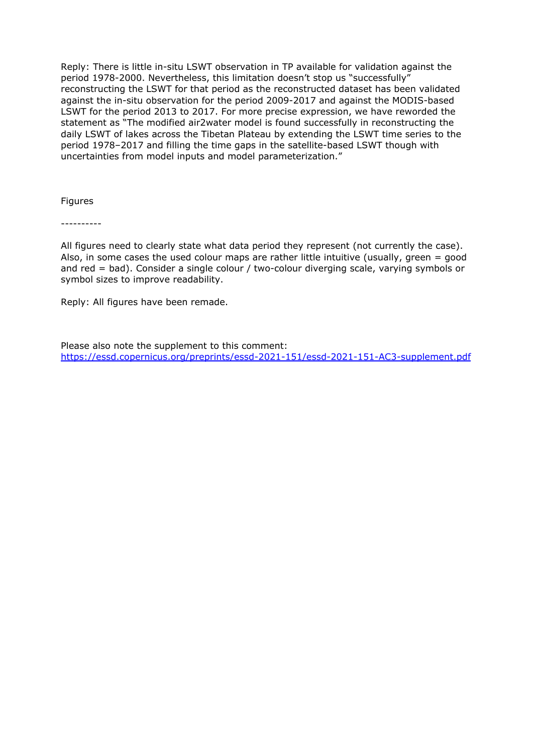Reply: There is little in-situ LSWT observation in TP available for validation against the period 1978-2000. Nevertheless, this limitation doesn't stop us "successfully" reconstructing the LSWT for that period as the reconstructed dataset has been validated against the in-situ observation for the period 2009-2017 and against the MODIS-based LSWT for the period 2013 to 2017. For more precise expression, we have reworded the statement as "The modified air2water model is found successfully in reconstructing the daily LSWT of lakes across the Tibetan Plateau by extending the LSWT time series to the period 1978–2017 and filling the time gaps in the satellite-based LSWT though with uncertainties from model inputs and model parameterization."

Figures

----------

All figures need to clearly state what data period they represent (not currently the case). Also, in some cases the used colour maps are rather little intuitive (usually, green = good and red = bad). Consider a single colour / two-colour diverging scale, varying symbols or symbol sizes to improve readability.

Reply: All figures have been remade.

Please also note the supplement to this comment:
[https://essd.copernicus.org/preprints/essd-2021-151/essd-2021-151-AC3-supplement.pdf](https://essd.copernicus.org/preprints/essd-2021-151/essd-2021-151-AC3-supplement.pdf)